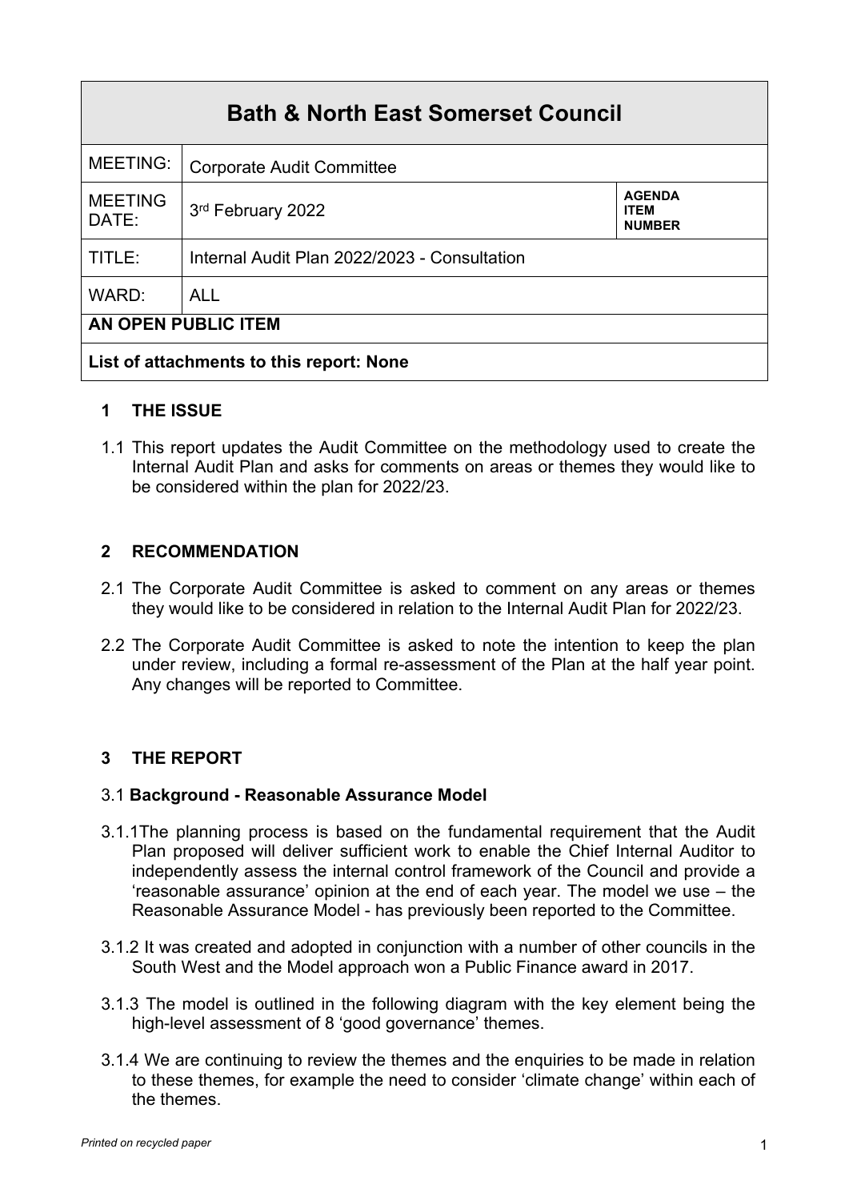| Bath & North East Somerset Council | | |
|---|---|---|
| MEETING: | Corporate Audit Committee | |
| MEETING DATE: | 3rd February 2022 | **AGENDA ITEM NUMBER** |
| TITLE: | Internal Audit Plan 2022/2023 - Consultation | |
| WARD: | ALL | |
| **AN OPEN PUBLIC ITEM** | | |
| **List of attachments to this report: None** | | |

## 1 THE ISSUE

1.1 This report updates the Audit Committee on the methodology used to create the Internal Audit Plan and asks for comments on areas or themes they would like to be considered within the plan for 2022/23.

## 2 RECOMMENDATION

2.1 The Corporate Audit Committee is asked to comment on any areas or themes they would like to be considered in relation to the Internal Audit Plan for 2022/23.

2.2 The Corporate Audit Committee is asked to note the intention to keep the plan under review, including a formal re-assessment of the Plan at the half year point. Any changes will be reported to Committee.

## 3 THE REPORT

### 3.1 Background - Reasonable Assurance Model

3.1.1The planning process is based on the fundamental requirement that the Audit Plan proposed will deliver sufficient work to enable the Chief Internal Auditor to independently assess the internal control framework of the Council and provide a 'reasonable assurance' opinion at the end of each year. The model we use – the Reasonable Assurance Model - has previously been reported to the Committee.

3.1.2 It was created and adopted in conjunction with a number of other councils in the South West and the Model approach won a Public Finance award in 2017.

3.1.3 The model is outlined in the following diagram with the key element being the high-level assessment of 8 'good governance' themes.

3.1.4 We are continuing to review the themes and the enquiries to be made in relation to these themes, for example the need to consider 'climate change' within each of the themes.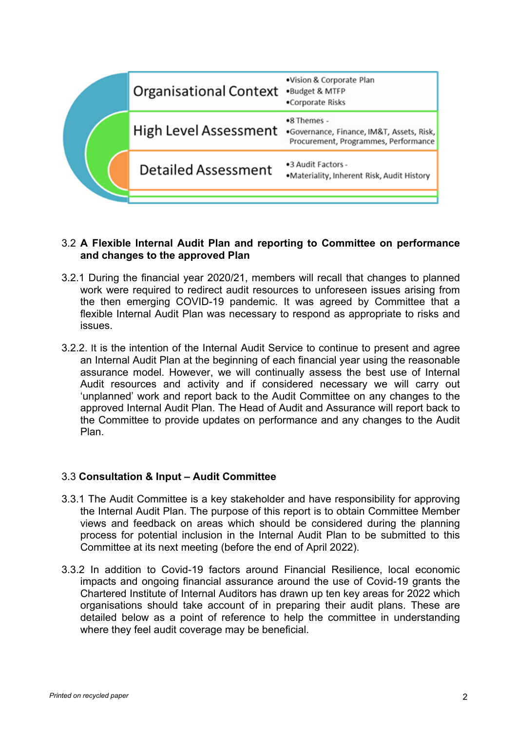| | |
|---|---|
| Organisational Context | •Vision & Corporate Plan<br>•Budget & MTFP<br>•Corporate Risks |
| High Level Assessment | •8 Themes -<br>•Governance, Finance, IM&T, Assets, Risk, Procurement, Programmes, Performance |
| Detailed Assessment | •3 Audit Factors -<br>•Materiality, Inherent Risk, Audit History |

3.2 **A Flexible Internal Audit Plan and reporting to Committee on performance and changes to the approved Plan**

3.2.1 During the financial year 2020/21, members will recall that changes to planned work were required to redirect audit resources to unforeseen issues arising from the then emerging COVID-19 pandemic. It was agreed by Committee that a flexible Internal Audit Plan was necessary to respond as appropriate to risks and issues.

3.2.2. It is the intention of the Internal Audit Service to continue to present and agree an Internal Audit Plan at the beginning of each financial year using the reasonable assurance model. However, we will continually assess the best use of Internal Audit resources and activity and if considered necessary we will carry out 'unplanned' work and report back to the Audit Committee on any changes to the approved Internal Audit Plan. The Head of Audit and Assurance will report back to the Committee to provide updates on performance and any changes to the Audit Plan.

3.3 **Consultation & Input – Audit Committee**

3.3.1 The Audit Committee is a key stakeholder and have responsibility for approving the Internal Audit Plan. The purpose of this report is to obtain Committee Member views and feedback on areas which should be considered during the planning process for potential inclusion in the Internal Audit Plan to be submitted to this Committee at its next meeting (before the end of April 2022).

3.3.2 In addition to Covid-19 factors around Financial Resilience, local economic impacts and ongoing financial assurance around the use of Covid-19 grants the Chartered Institute of Internal Auditors has drawn up ten key areas for 2022 which organisations should take account of in preparing their audit plans. These are detailed below as a point of reference to help the committee in understanding where they feel audit coverage may be beneficial.

*Printed on recycled paper*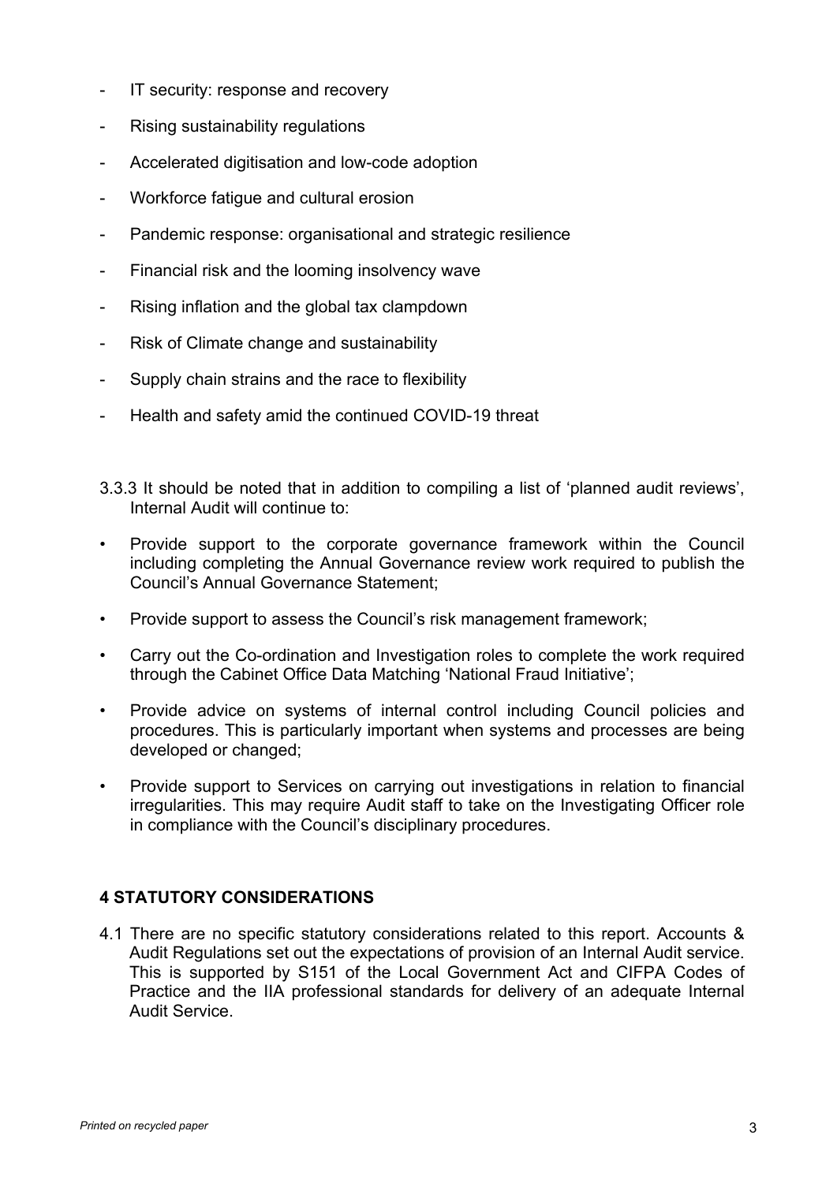- IT security: response and recovery
- Rising sustainability regulations
- Accelerated digitisation and low-code adoption
- Workforce fatigue and cultural erosion
- Pandemic response: organisational and strategic resilience
- Financial risk and the looming insolvency wave
- Rising inflation and the global tax clampdown
- Risk of Climate change and sustainability
- Supply chain strains and the race to flexibility
- Health and safety amid the continued COVID-19 threat

3.3.3 It should be noted that in addition to compiling a list of 'planned audit reviews', Internal Audit will continue to:

- Provide support to the corporate governance framework within the Council including completing the Annual Governance review work required to publish the Council's Annual Governance Statement;
- Provide support to assess the Council's risk management framework;
- Carry out the Co-ordination and Investigation roles to complete the work required through the Cabinet Office Data Matching 'National Fraud Initiative';
- Provide advice on systems of internal control including Council policies and procedures. This is particularly important when systems and processes are being developed or changed;
- Provide support to Services on carrying out investigations in relation to financial irregularities. This may require Audit staff to take on the Investigating Officer role in compliance with the Council's disciplinary procedures.

## 4 STATUTORY CONSIDERATIONS

4.1 There are no specific statutory considerations related to this report. Accounts & Audit Regulations set out the expectations of provision of an Internal Audit service. This is supported by S151 of the Local Government Act and CIFPA Codes of Practice and the IIA professional standards for delivery of an adequate Internal Audit Service.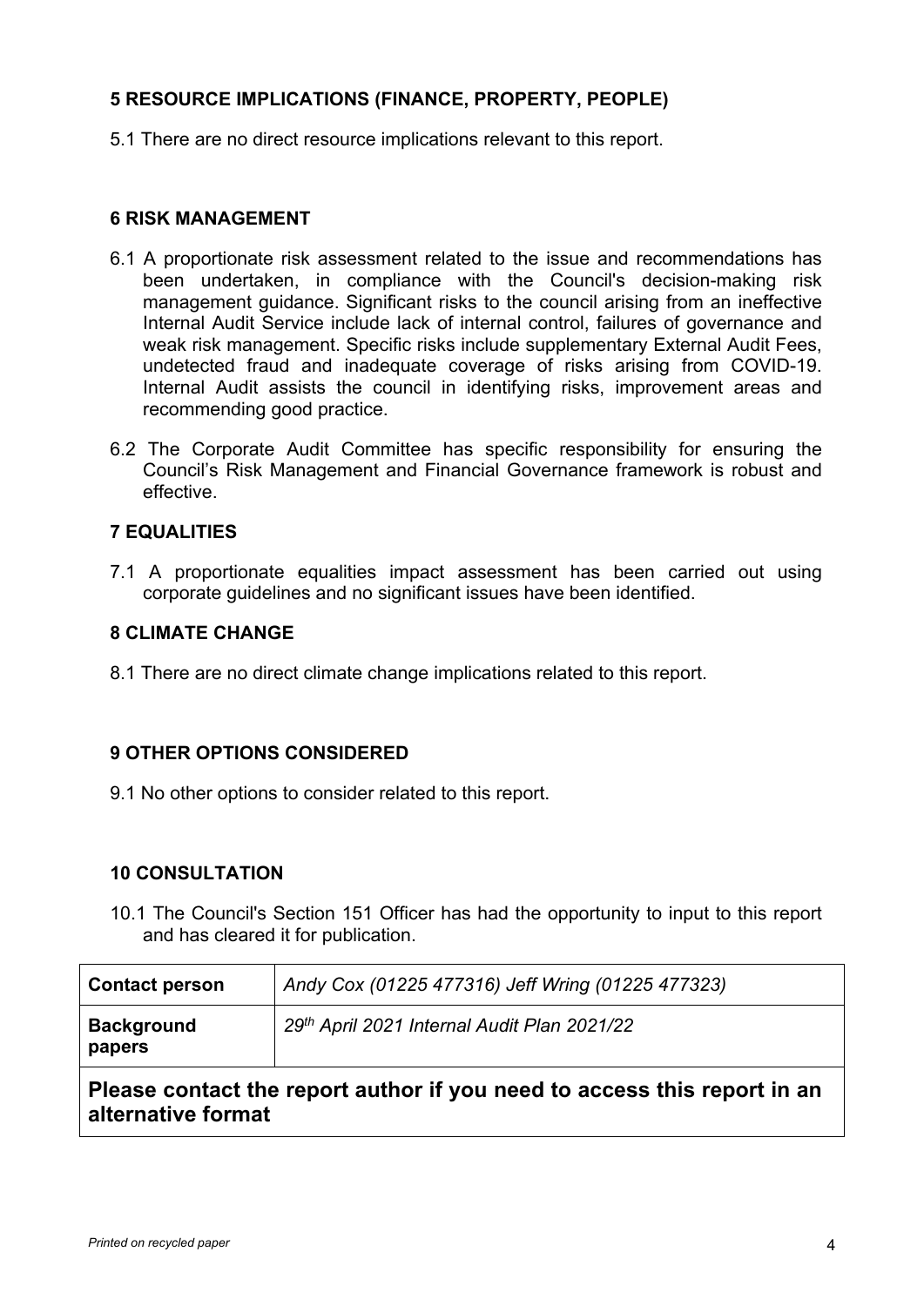## 5 RESOURCE IMPLICATIONS (FINANCE, PROPERTY, PEOPLE)

5.1 There are no direct resource implications relevant to this report.

## 6 RISK MANAGEMENT

6.1 A proportionate risk assessment related to the issue and recommendations has been undertaken, in compliance with the Council's decision-making risk management guidance. Significant risks to the council arising from an ineffective Internal Audit Service include lack of internal control, failures of governance and weak risk management. Specific risks include supplementary External Audit Fees, undetected fraud and inadequate coverage of risks arising from COVID-19. Internal Audit assists the council in identifying risks, improvement areas and recommending good practice.

6.2 The Corporate Audit Committee has specific responsibility for ensuring the Council's Risk Management and Financial Governance framework is robust and effective.

## 7 EQUALITIES

7.1 A proportionate equalities impact assessment has been carried out using corporate guidelines and no significant issues have been identified.

## 8 CLIMATE CHANGE

8.1 There are no direct climate change implications related to this report.

## 9 OTHER OPTIONS CONSIDERED

9.1 No other options to consider related to this report.

## 10 CONSULTATION

10.1 The Council's Section 151 Officer has had the opportunity to input to this report and has cleared it for publication.

| | |
|---|---|
| **Contact person** | *Andy Cox (01225 477316) Jeff Wring (01225 477323)* |
| **Background papers** | *29th April 2021 Internal Audit Plan 2021/22* |

**Please contact the report author if you need to access this report in an alternative format**

*Printed on recycled paper*